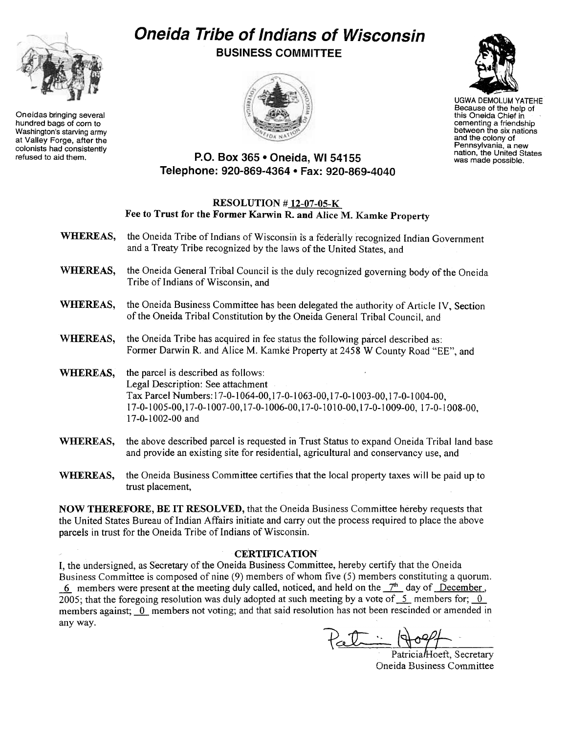# *Oneida Tribe of Indians of Wisconsin*

## BUSINESS COMMITTEE

Oneidas bringing several hundred bags of corn to Washington's starving army at Valley Forge, after the colonists had consistently refused to aid them.

UGWA DEMOLUM YATEHE
Because of the help of this Oneida Chief in cementing a friendship between the six nations and the colony of Pennsylvania, a new nation, the United States was made possible.

**P.O. Box 365 • Oneida, WI 54155**
**Telephone: 920-869-4364 • Fax: 920-869-4040**

**RESOLUTION # 12-07-05-K**
**Fee to Trust for the Former Karwin R. and Alice M. Kamke Property**

**WHEREAS,** the Oneida Tribe of Indians of Wisconsin is a federally recognized Indian Government and a Treaty Tribe recognized by the laws of the United States, and

**WHEREAS,** the Oneida General Tribal Council is the duly recognized governing body of the Oneida Tribe of Indians of Wisconsin, and

**WHEREAS,** the Oneida Business Committee has been delegated the authority of Article IV, Section of the Oneida Tribal Constitution by the Oneida General Tribal Council, and

**WHEREAS,** the Oneida Tribe has acquired in fee status the following parcel described as: Former Darwin R. and Alice M. Kamke Property at 2458 W County Road "EE", and

**WHEREAS,** the parcel is described as follows:
Legal Description: See attachment
Tax Parcel Numbers: 17-0-1064-00, 17-0-1063-00, 17-0-1003-00, 17-0-1004-00, 17-0-1005-00, 17-0-1007-00, 17-0-1006-00, 17-0-1010-00, 17-0-1009-00, 17-0-1008-00, 17-0-1002-00 and

**WHEREAS,** the above described parcel is requested in Trust Status to expand Oneida Tribal land base and provide an existing site for residential, agricultural and conservancy use, and

**WHEREAS,** the Oneida Business Committee certifies that the local property taxes will be paid up to trust placement,

**NOW THEREFORE, BE IT RESOLVED,** that the Oneida Business Committee hereby requests that the United States Bureau of Indian Affairs initiate and carry out the process required to place the above parcels in trust for the Oneida Tribe of Indians of Wisconsin.

**CERTIFICATION**

I, the undersigned, as Secretary of the Oneida Business Committee, hereby certify that the Oneida Business Committee is composed of nine (9) members of whom five (5) members constituting a quorum. 6 members were present at the meeting duly called, noticed, and held on the 7th day of December, 2005; that the foregoing resolution was duly adopted at such meeting by a vote of 5 members for; 0 members against; 0 members not voting; and that said resolution has not been rescinded or amended in any way.

Patricia Hoeft, Secretary
Oneida Business Committee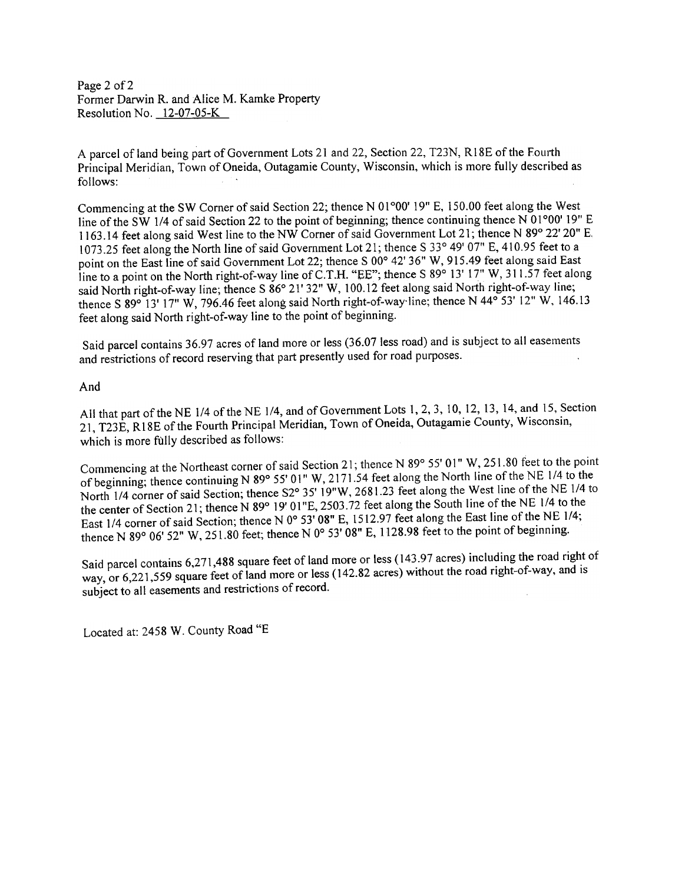Page 2 of 2
Former Darwin R. and Alice M. Kamke Property
Resolution No. 12-07-05-K

A parcel of land being part of Government Lots 21 and 22, Section 22, T23N, R18E of the Fourth Principal Meridian, Town of Oneida, Outagamie County, Wisconsin, which is more fully described as follows:

Commencing at the SW Corner of said Section 22; thence N 01°00' 19" E, 150.00 feet along the West line of the SW 1/4 of said Section 22 to the point of beginning; thence continuing thence N 01°00' 19" E 1163.14 feet along said West line to the NW Corner of said Government Lot 21; thence N 89° 22' 20" E. 1073.25 feet along the North line of said Government Lot 21; thence S 33° 49' 07" E, 410.95 feet to a point on the East line of said Government Lot 22; thence S 00° 42' 36" W, 915.49 feet along said East line to a point on the North right-of-way line of C.T.H. "EE"; thence S 89° 13' 17" W, 311.57 feet along said North right-of-way line; thence S 86° 21' 32" W, 100.12 feet along said North right-of-way line; thence S 89° 13' 17" W, 796.46 feet along said North right-of-way line; thence N 44° 53' 12" W, 146.13 feet along said North right-of-way line to the point of beginning.

Said parcel contains 36.97 acres of land more or less (36.07 less road) and is subject to all easements and restrictions of record reserving that part presently used for road purposes.

And

All that part of the NE 1/4 of the NE 1/4, and of Government Lots 1, 2, 3, 10, 12, 13, 14, and 15, Section 21, T23E, R18E of the Fourth Principal Meridian, Town of Oneida, Outagamie County, Wisconsin, which is more fully described as follows:

Commencing at the Northeast corner of said Section 21; thence N 89° 55' 01" W, 251.80 feet to the point of beginning; thence continuing N 89° 55' 01" W, 2171.54 feet along the North line of the NE 1/4 to the North 1/4 corner of said Section; thence S2° 35' 19"W, 2681.23 feet along the West line of the NE 1/4 to the center of Section 21; thence N 89° 19' 01"E, 2503.72 feet along the South line of the NE 1/4 to the East 1/4 corner of said Section; thence N 0° 53' 08" E, 1512.97 feet along the East line of the NE 1/4; thence N 89° 06' 52" W, 251.80 feet; thence N 0° 53' 08" E, 1128.98 feet to the point of beginning.

Said parcel contains 6,271,488 square feet of land more or less (143.97 acres) including the road right of way, or 6,221,559 square feet of land more or less (142.82 acres) without the road right-of-way, and is subject to all easements and restrictions of record.

Located at: 2458 W. County Road "E